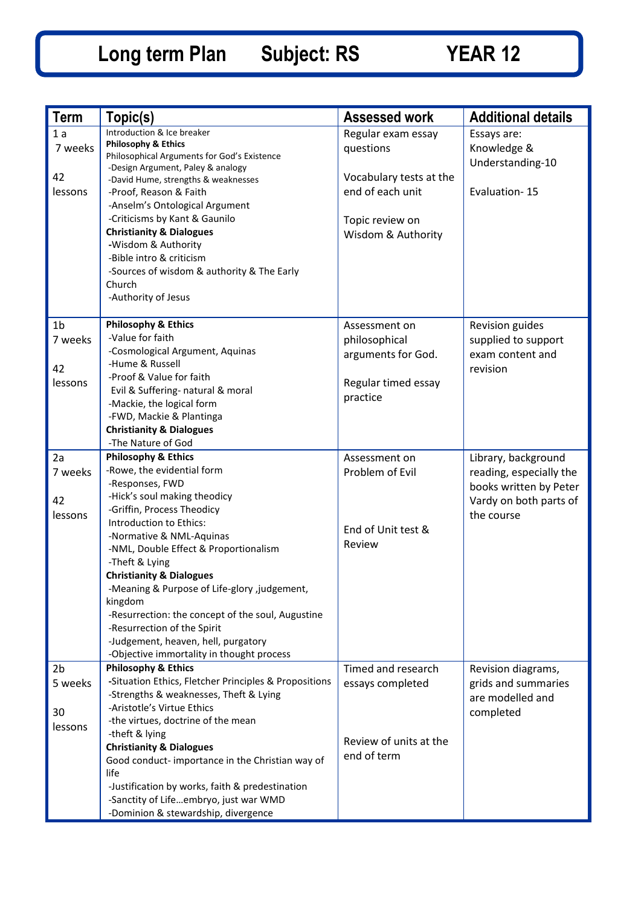# Long term Plan    Subject: RS    YEAR 12

| Term | Topic(s) | Assessed work | Additional details |
|---|---|---|---|
| 1 a<br>7 weeks<br><br>42 lessons | Introduction & Ice breaker<br>**Philosophy & Ethics**<br>Philosophical Arguments for God's Existence<br>-Design Argument, Paley & analogy<br>-David Hume, strengths & weaknesses<br>-Proof, Reason & Faith<br>-Anselm's Ontological Argument<br>-Criticisms by Kant & Gaunilo<br>**Christianity & Dialogues**<br>-Wisdom & Authority<br>-Bible intro & criticism<br>-Sources of wisdom & authority & The Early Church<br>-Authority of Jesus | Regular exam essay questions<br><br>Vocabulary tests at the end of each unit<br><br>Topic review on Wisdom & Authority | Essays are:<br>Knowledge & Understanding-10<br><br>Evaluation- 15 |
| 1b<br>7 weeks<br><br>42 lessons | **Philosophy & Ethics**<br>-Value for faith<br>-Cosmological Argument, Aquinas<br>-Hume & Russell<br>-Proof & Value for faith<br>Evil & Suffering- natural & moral<br>-Mackie, the logical form<br>-FWD, Mackie & Plantinga<br>**Christianity & Dialogues**<br>-The Nature of God | Assessment on philosophical arguments for God.<br><br>Regular timed essay practice | Revision guides supplied to support exam content and revision |
| 2a<br>7 weeks<br><br>42 lessons | **Philosophy & Ethics**<br>-Rowe, the evidential form<br>-Responses, FWD<br>-Hick's soul making theodicy<br>-Griffin, Process Theodicy<br>Introduction to Ethics:<br>-Normative & NML-Aquinas<br>-NML, Double Effect & Proportionalism<br>-Theft & Lying<br>**Christianity & Dialogues**<br>-Meaning & Purpose of Life-glory ,judgement, kingdom<br>-Resurrection: the concept of the soul, Augustine<br>-Resurrection of the Spirit<br>-Judgement, heaven, hell, purgatory<br>-Objective immortality in thought process | Assessment on Problem of Evil<br><br>End of Unit test & Review | Library, background reading, especially the books written by Peter Vardy on both parts of the course |
| 2b<br>5 weeks<br><br>30 lessons | **Philosophy & Ethics**<br>-Situation Ethics, Fletcher Principles & Propositions<br>-Strengths & weaknesses, Theft & Lying<br>-Aristotle's Virtue Ethics<br>-the virtues, doctrine of the mean<br>-theft & lying<br>**Christianity & Dialogues**<br>Good conduct- importance in the Christian way of life<br>-Justification by works, faith & predestination<br>-Sanctity of Life…embryo, just war WMD<br>-Dominion & stewardship, divergence | Timed and research essays completed<br><br>Review of units at the end of term | Revision diagrams, grids and summaries are modelled and completed |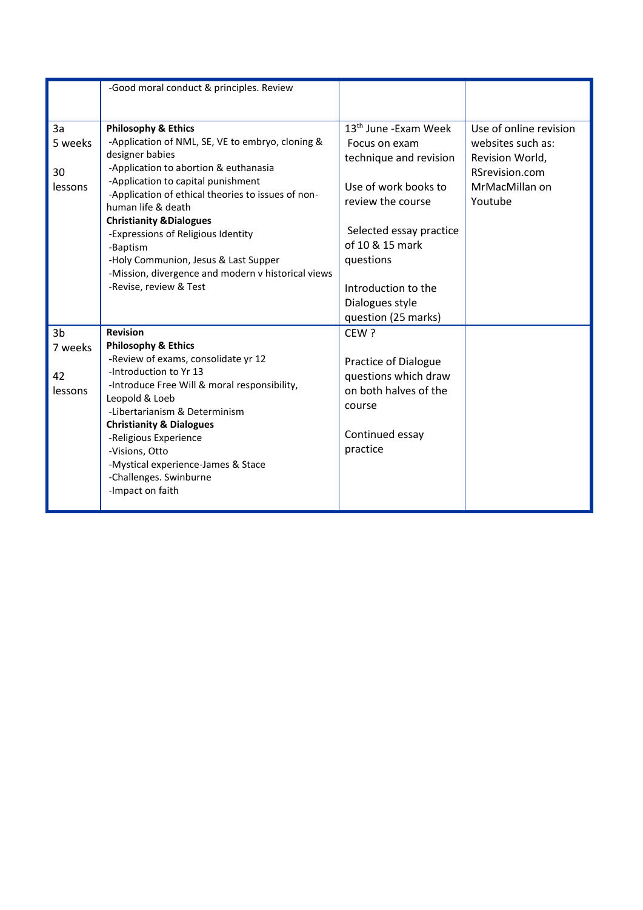| | | | |
|---|---|---|---|
| | -Good moral conduct & principles. Review | | |
| 3a<br>5 weeks<br><br>30 lessons | **Philosophy & Ethics**<br>**-**Application of NML, SE, VE to embryo, cloning & designer babies<br>-Application to abortion & euthanasia<br>-Application to capital punishment<br>-Application of ethical theories to issues of non-human life & death<br>**Christianity &Dialogues**<br>-Expressions of Religious Identity<br>-Baptism<br>-Holy Communion, Jesus & Last Supper<br>-Mission, divergence and modern v historical views<br>-Revise, review & Test | 13th June -Exam Week Focus on exam technique and revision<br><br>Use of work books to review the course<br><br>Selected essay practice of 10 & 15 mark questions<br><br>Introduction to the Dialogues style question (25 marks) | Use of online revision websites such as: Revision World, RSrevision.com MrMacMillan on Youtube |
| 3b<br>7 weeks<br><br>42 lessons | **Revision**<br>**Philosophy & Ethics**<br>**-**Review of exams, consolidate yr 12<br>-Introduction to Yr 13<br>-Introduce Free Will & moral responsibility, Leopold & Loeb<br>-Libertarianism & Determinism<br>**Christianity & Dialogues**<br>-Religious Experience<br>-Visions, Otto<br>-Mystical experience-James & Stace<br>-Challenges. Swinburne<br>-Impact on faith | CEW ?<br><br>Practice of Dialogue questions which draw on both halves of the course<br><br>Continued essay practice | |